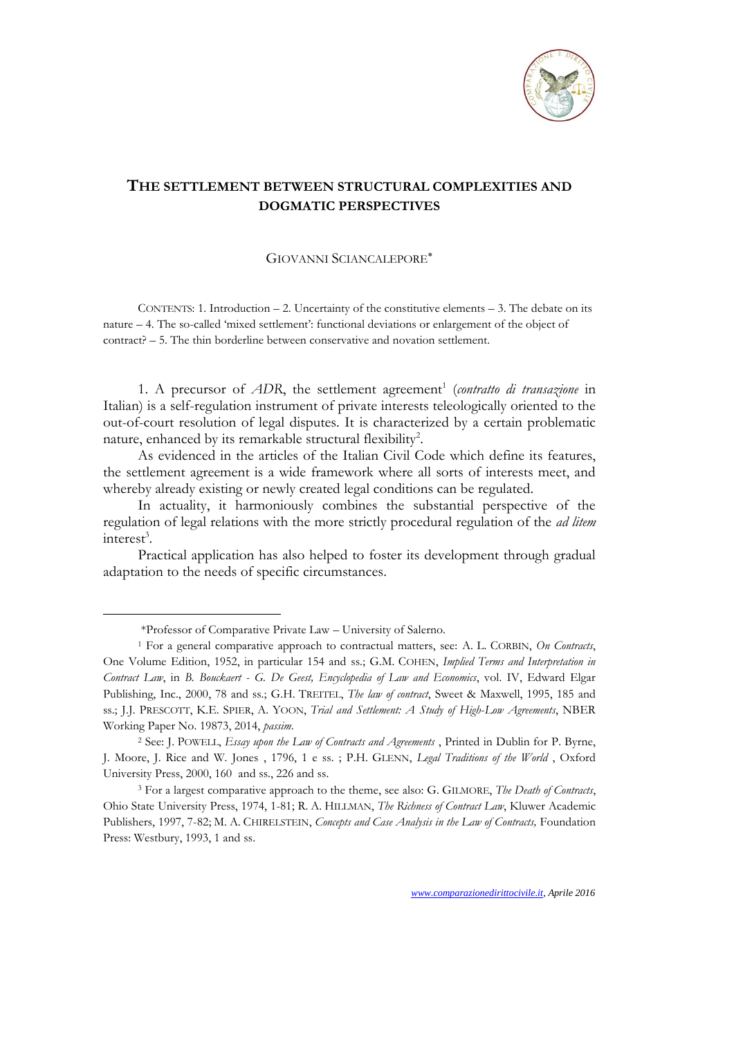# THE SETTLEMENT BETWEEN STRUCTURAL COMPLEXITIES AND DOGMATIC PERSPECTIVES

GIOVANNI SCIANCALEPORE*

CONTENTS: 1. Introduction – 2. Uncertainty of the constitutive elements – 3. The debate on its nature – 4. The so-called 'mixed settlement': functional deviations or enlargement of the object of contract? – 5. The thin borderline between conservative and novation settlement.

1. A precursor of *ADR*, the settlement agreement[1] (*contratto di transazione* in Italian) is a self-regulation instrument of private interests teleologically oriented to the out-of-court resolution of legal disputes. It is characterized by a certain problematic nature, enhanced by its remarkable structural flexibility[2].

As evidenced in the articles of the Italian Civil Code which define its features, the settlement agreement is a wide framework where all sorts of interests meet, and whereby already existing or newly created legal conditions can be regulated.

In actuality, it harmoniously combines the substantial perspective of the regulation of legal relations with the more strictly procedural regulation of the *ad litem* interest[3].

Practical application has also helped to foster its development through gradual adaptation to the needs of specific circumstances.

---

*Professor of Comparative Private Law – University of Salerno.

[1] For a general comparative approach to contractual matters, see: A. L. CORBIN, *On Contracts*, One Volume Edition, 1952, in particular 154 and ss.; G.M. COHEN, *Implied Terms and Interpretation in Contract Law*, in *B. Bouckaert - G. De Geest, Encyclopedia of Law and Economics*, vol. IV, Edward Elgar Publishing, Inc., 2000, 78 and ss.; G.H. TREITEL, *The law of contract*, Sweet & Maxwell, 1995, 185 and ss.; J.J. PRESCOTT, K.E. SPIER, A. YOON, *Trial and Settlement: A Study of High-Low Agreements*, NBER Working Paper No. 19873, 2014, *passim*.

[2] See: J. POWELL, *Essay upon the Law of Contracts and Agreements* , Printed in Dublin for P. Byrne, J. Moore, J. Rice and W. Jones , 1796, 1 e ss. ; P.H. GLENN, *Legal Traditions of the World* , Oxford University Press, 2000, 160 and ss., 226 and ss.

[3] For a largest comparative approach to the theme, see also: G. GILMORE, *The Death of Contracts*, Ohio State University Press, 1974, 1-81; R. A. HILLMAN, *The Richness of Contract Law*, Kluwer Academic Publishers, 1997, 7-82; M. A. CHIRELSTEIN, *Concepts and Case Analysis in the Law of Contracts,* Foundation Press: Westbury, 1993, 1 and ss.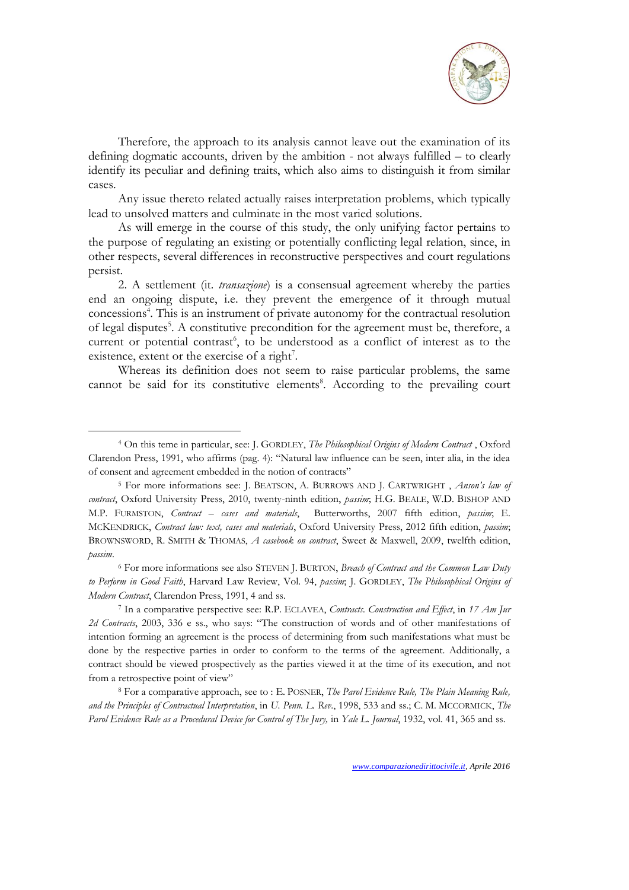Therefore, the approach to its analysis cannot leave out the examination of its defining dogmatic accounts, driven by the ambition - not always fulfilled – to clearly identify its peculiar and defining traits, which also aims to distinguish it from similar cases.

Any issue thereto related actually raises interpretation problems, which typically lead to unsolved matters and culminate in the most varied solutions.

As will emerge in the course of this study, the only unifying factor pertains to the purpose of regulating an existing or potentially conflicting legal relation, since, in other respects, several differences in reconstructive perspectives and court regulations persist.

2. A settlement (it. *transazione*) is a consensual agreement whereby the parties end an ongoing dispute, i.e. they prevent the emergence of it through mutual concessions[4]. This is an instrument of private autonomy for the contractual resolution of legal disputes[5]. A constitutive precondition for the agreement must be, therefore, a current or potential contrast[6], to be understood as a conflict of interest as to the existence, extent or the exercise of a right[7].

Whereas its definition does not seem to raise particular problems, the same cannot be said for its constitutive elements[8]. According to the prevailing court

---

[4] On this teme in particular, see: J. GORDLEY, *The Philosophical Origins of Modern Contract* , Oxford Clarendon Press, 1991, who affirms (pag. 4): "Natural law influence can be seen, inter alia, in the idea of consent and agreement embedded in the notion of contracts"

[5] For more informations see: J. BEATSON, A. BURROWS AND J. CARTWRIGHT , *Anson's law of contract*, Oxford University Press, 2010, twenty-ninth edition, *passim*; H.G. BEALE, W.D. BISHOP AND M.P. FURMSTON, *Contract – cases and materials*, Butterworths, 2007 fifth edition, *passim*; E. MCKENDRICK, *Contract law: text, cases and materials*, Oxford University Press, 2012 fifth edition, *passim*; BROWNSWORD, R. SMITH & THOMAS, *A casebook on contract*, Sweet & Maxwell, 2009, twelfth edition, *passim*.

[6] For more informations see also STEVEN J. BURTON, *Breach of Contract and the Common Law Duty to Perform in Good Faith*, Harvard Law Review, Vol. 94, *passim*; J. GORDLEY, *The Philosophical Origins of Modern Contract*, Clarendon Press, 1991, 4 and ss.

[7] In a comparative perspective see: R.P. ECLAVEA, *Contracts. Construction and Effect*, in *17 Am Jur 2d Contracts*, 2003, 336 e ss., who says: "The construction of words and of other manifestations of intention forming an agreement is the process of determining from such manifestations what must be done by the respective parties in order to conform to the terms of the agreement. Additionally, a contract should be viewed prospectively as the parties viewed it at the time of its execution, and not from a retrospective point of view"

[8] For a comparative approach, see to : E. POSNER, *The Parol Evidence Rule, The Plain Meaning Rule, and the Principles of Contractual Interpretation*, in *U. Penn. L. Rev.*, 1998, 533 and ss.; C. M. MCCORMICK, *The Parol Evidence Rule as a Procedural Device for Control of The Jury,* in *Yale L. Journal*, 1932, vol. 41, 365 and ss.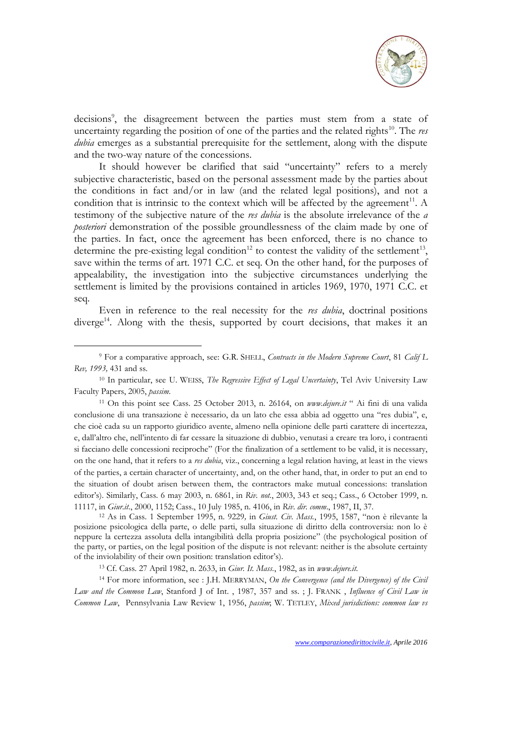decisions[9], the disagreement between the parties must stem from a state of uncertainty regarding the position of one of the parties and the related rights[10]. The *res dubia* emerges as a substantial prerequisite for the settlement, along with the dispute and the two-way nature of the concessions.

It should however be clarified that said "uncertainty" refers to a merely subjective characteristic, based on the personal assessment made by the parties about the conditions in fact and/or in law (and the related legal positions), and not a condition that is intrinsic to the context which will be affected by the agreement[11]. A testimony of the subjective nature of the *res dubia* is the absolute irrelevance of the *a posteriori* demonstration of the possible groundlessness of the claim made by one of the parties. In fact, once the agreement has been enforced, there is no chance to determine the pre-existing legal condition[12] to contest the validity of the settlement[13], save within the terms of art. 1971 C.C. et seq. On the other hand, for the purposes of appealability, the investigation into the subjective circumstances underlying the settlement is limited by the provisions contained in articles 1969, 1970, 1971 C.C. et seq.

Even in reference to the real necessity for the *res dubia*, doctrinal positions diverge[14]. Along with the thesis, supported by court decisions, that makes it an

---

[9] For a comparative approach, see: G.R. SHELL, *Contracts in the Modern Supreme Court*, 81 *Calif L Rev, 1993,* 431 and ss.

[10] In particular, see U. WEISS, *The Regressive Effect of Legal Uncertainty*, Tel Aviv University Law Faculty Papers, 2005, *passim*.

[11] On this point see Cass. 25 October 2013, n. 26164, on *www.dejure.it* " Ai fini di una valida conclusione di una transazione è necessario, da un lato che essa abbia ad oggetto una "res dubia", e, che cioè cada su un rapporto giuridico avente, almeno nella opinione delle parti carattere di incertezza, e, dall'altro che, nell'intento di far cessare la situazione di dubbio, venutasi a creare tra loro, i contraenti si facciano delle concessioni reciproche" (For the finalization of a settlement to be valid, it is necessary, on the one hand, that it refers to a *res dubia*, viz., concerning a legal relation having, at least in the views of the parties, a certain character of uncertainty, and, on the other hand, that, in order to put an end to the situation of doubt arisen between them, the contractors make mutual concessions: translation editor's). Similarly, Cass. 6 may 2003, n. 6861, in *Riv. not.*, 2003, 343 et seq.; Cass., 6 October 1999, n. 11117, in *Giur.it.*, 2000, 1152; Cass., 10 July 1985, n. 4106, in *Riv. dir. comm*., 1987, II, 37.

[12] As in Cass. 1 September 1995, n. 9229*,* in *Giust. Civ. Mass.*, 1995, 1587, "non è rilevante la posizione psicologica della parte, o delle parti, sulla situazione di diritto della controversia: non lo è neppure la certezza assoluta della intangibilità della propria posizione" (the psychological position of the party, or parties, on the legal position of the dispute is not relevant: neither is the absolute certainty of the inviolability of their own position: translation editor's).

[13] Cf. Cass. 27 April 1982, n. 2633, in *Giur. It. Mass.*, 1982, as in *www.dejure.it.*

[14] For more information, see : J.H. MERRYMAN, *On the Convergence (and the Divergence) of the Civil Law and the Common Law*, Stanford J of Int. , 1987, 357 and ss. ; J. FRANK , *Influence of Civil Law in Common Law*, Pennsylvania Law Review 1, 1956, *passim*; W. TETLEY, *Mixed jurisdictions: common law vs*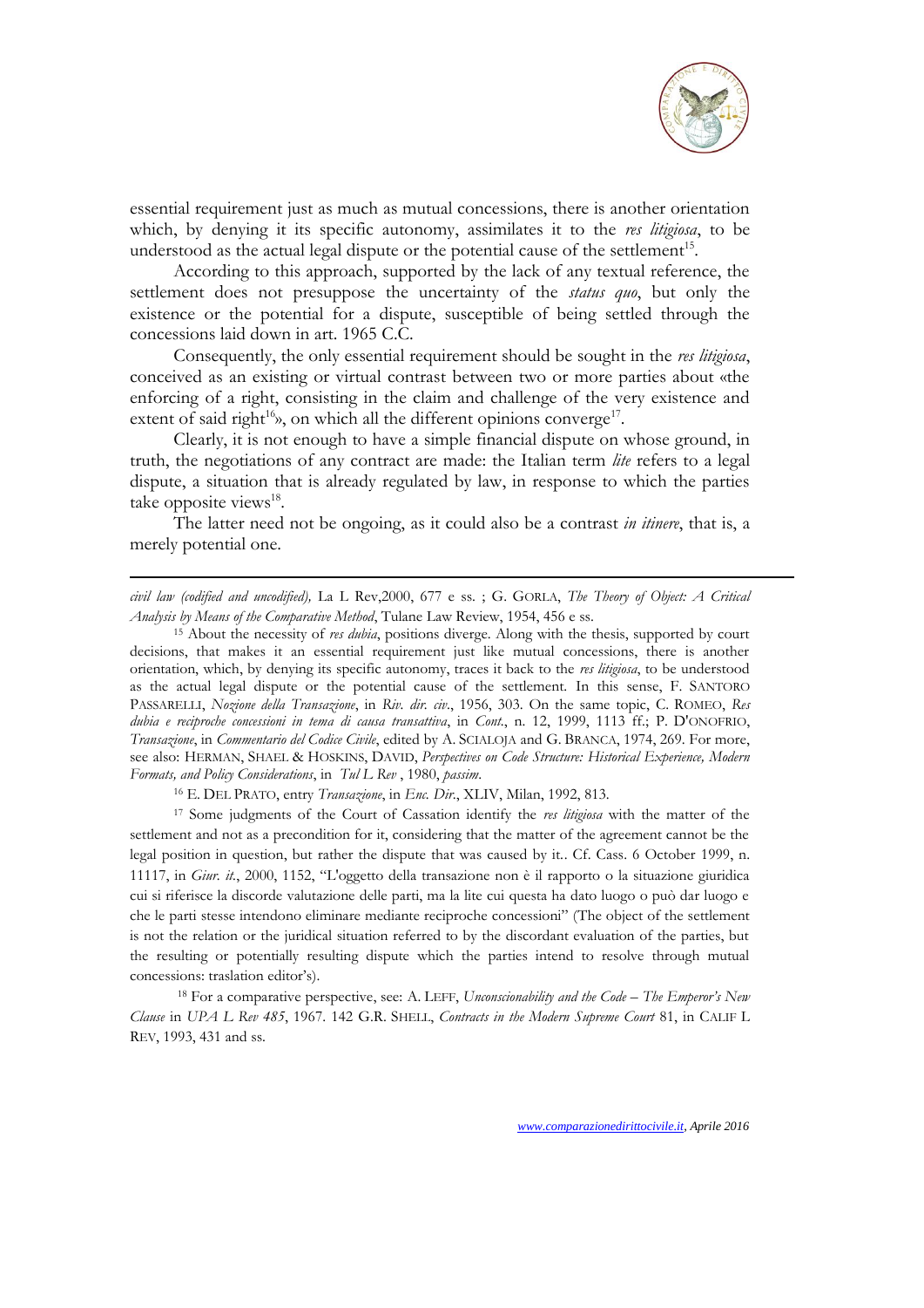essential requirement just as much as mutual concessions, there is another orientation which, by denying it its specific autonomy, assimilates it to the *res litigiosa*, to be understood as the actual legal dispute or the potential cause of the settlement[15].

According to this approach, supported by the lack of any textual reference, the settlement does not presuppose the uncertainty of the *status quo*, but only the existence or the potential for a dispute, susceptible of being settled through the concessions laid down in art. 1965 C.C.

Consequently, the only essential requirement should be sought in the *res litigiosa*, conceived as an existing or virtual contrast between two or more parties about «the enforcing of a right, consisting in the claim and challenge of the very existence and extent of said right[16]», on which all the different opinions converge[17].

Clearly, it is not enough to have a simple financial dispute on whose ground, in truth, the negotiations of any contract are made: the Italian term *lite* refers to a legal dispute, a situation that is already regulated by law, in response to which the parties take opposite views[18].

The latter need not be ongoing, as it could also be a contrast *in itinere*, that is, a merely potential one.

---

*civil law (codified and uncodified),* La L Rev,2000, 677 e ss. ; G. GORLA, *The Theory of Object: A Critical Analysis by Means of the Comparative Method*, Tulane Law Review, 1954, 456 e ss.

[15] About the necessity of *res dubia*, positions diverge. Along with the thesis, supported by court decisions, that makes it an essential requirement just like mutual concessions, there is another orientation, which, by denying its specific autonomy, traces it back to the *res litigiosa*, to be understood as the actual legal dispute or the potential cause of the settlement. In this sense, F. SANTORO PASSARELLI, *Nozione della Transazione*, in *Riv. dir. civ.*, 1956, 303. On the same topic, C. ROMEO, *Res dubia e reciproche concessioni in tema di causa transattiva*, in *Cont.*, n. 12, 1999, 1113 ff.; P. D'ONOFRIO, *Transazione*, in *Commentario del Codice Civile*, edited by A. SCIALOJA and G. BRANCA, 1974, 269. For more, see also: HERMAN, SHAEL & HOSKINS, DAVID, *Perspectives on Code Structure: Historical Experience, Modern Formats, and Policy Considerations*, in *Tul L Rev* , 1980, *passim*.

[16] E. DEL PRATO, entry *Transazione*, in *Enc. Dir.*, XLIV, Milan, 1992, 813.

[17] Some judgments of the Court of Cassation identify the *res litigiosa* with the matter of the settlement and not as a precondition for it, considering that the matter of the agreement cannot be the legal position in question, but rather the dispute that was caused by it.. Cf. Cass. 6 October 1999, n. 11117, in *Giur. it.*, 2000, 1152, "L'oggetto della transazione non è il rapporto o la situazione giuridica cui si riferisce la discorde valutazione delle parti, ma la lite cui questa ha dato luogo o può dar luogo e che le parti stesse intendono eliminare mediante reciproche concessioni" (The object of the settlement is not the relation or the juridical situation referred to by the discordant evaluation of the parties, but the resulting or potentially resulting dispute which the parties intend to resolve through mutual concessions: traslation editor's).

[18] For a comparative perspective, see: A. LEFF, *Unconscionability and the Code – The Emperor's New Clause* in *UPA L Rev 485*, 1967. 142 G.R. SHELL, *Contracts in the Modern Supreme Court* 81, in CALIF L REV, 1993, 431 and ss.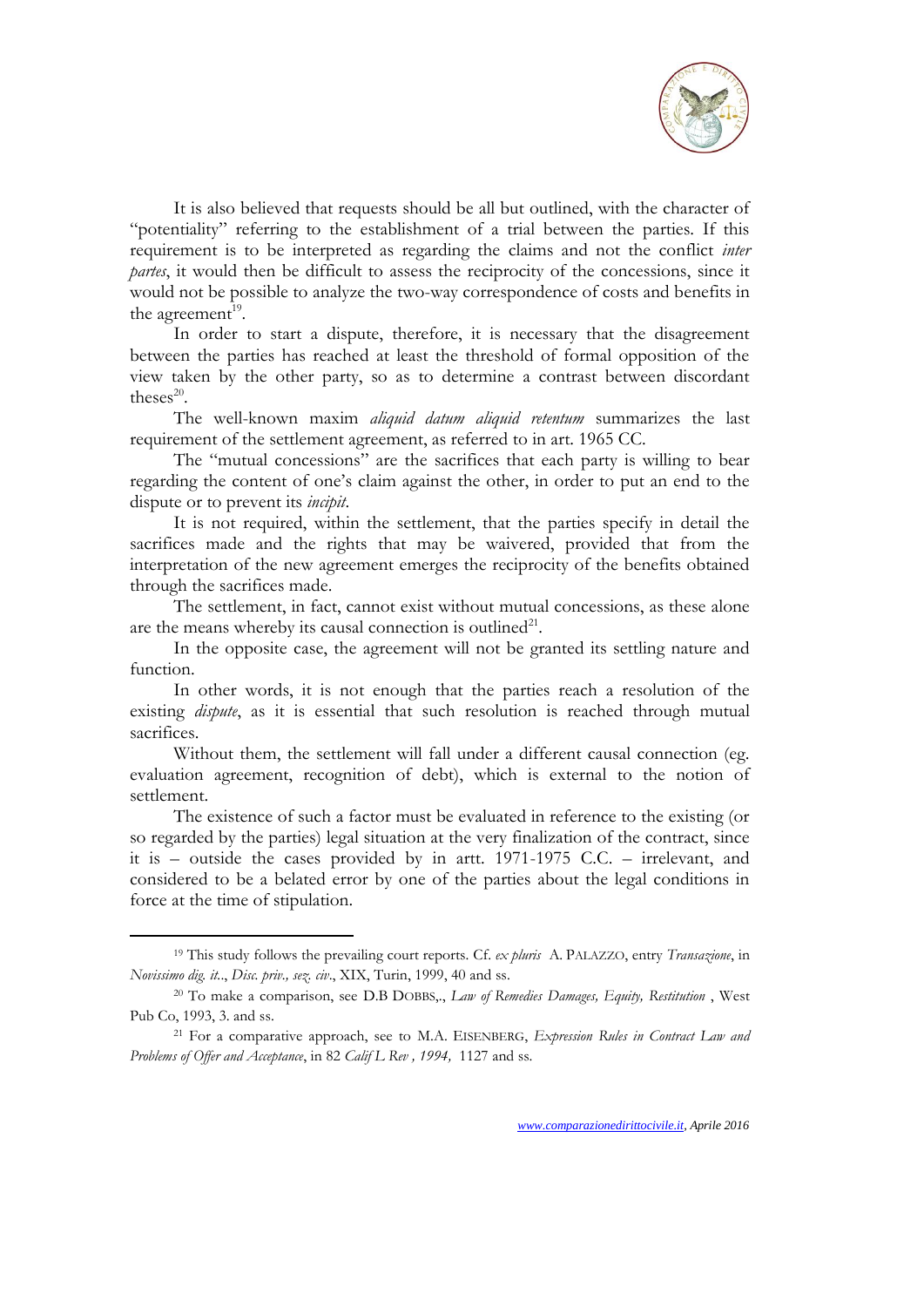It is also believed that requests should be all but outlined, with the character of "potentiality" referring to the establishment of a trial between the parties. If this requirement is to be interpreted as regarding the claims and not the conflict *inter partes*, it would then be difficult to assess the reciprocity of the concessions, since it would not be possible to analyze the two-way correspondence of costs and benefits in the agreement[19].

In order to start a dispute, therefore, it is necessary that the disagreement between the parties has reached at least the threshold of formal opposition of the view taken by the other party, so as to determine a contrast between discordant theses[20].

The well-known maxim *aliquid datum aliquid retentum* summarizes the last requirement of the settlement agreement, as referred to in art. 1965 CC.

The "mutual concessions" are the sacrifices that each party is willing to bear regarding the content of one's claim against the other, in order to put an end to the dispute or to prevent its *incipit*.

It is not required, within the settlement, that the parties specify in detail the sacrifices made and the rights that may be waivered, provided that from the interpretation of the new agreement emerges the reciprocity of the benefits obtained through the sacrifices made.

The settlement, in fact, cannot exist without mutual concessions, as these alone are the means whereby its causal connection is outlined[21].

In the opposite case, the agreement will not be granted its settling nature and function.

In other words, it is not enough that the parties reach a resolution of the existing *dispute*, as it is essential that such resolution is reached through mutual sacrifices.

Without them, the settlement will fall under a different causal connection (eg. evaluation agreement, recognition of debt), which is external to the notion of settlement.

The existence of such a factor must be evaluated in reference to the existing (or so regarded by the parties) legal situation at the very finalization of the contract, since it is – outside the cases provided by in artt. 1971-1975 C.C. – irrelevant, and considered to be a belated error by one of the parties about the legal conditions in force at the time of stipulation.

---

[19] This study follows the prevailing court reports. Cf. *ex pluris* A. PALAZZO, entry *Transazione*, in *Novissimo dig. it.*., *Disc. priv., sez. civ.*, XIX, Turin, 1999, 40 and ss.

[20] To make a comparison, see D.B DOBBS,., *Law of Remedies Damages, Equity, Restitution* , West Pub Co, 1993, 3. and ss.

[21] For a comparative approach, see to M.A. EISENBERG, *Expression Rules in Contract Law and Problems of Offer and Acceptance*, in 82 *Calif L Rev , 1994,* 1127 and ss.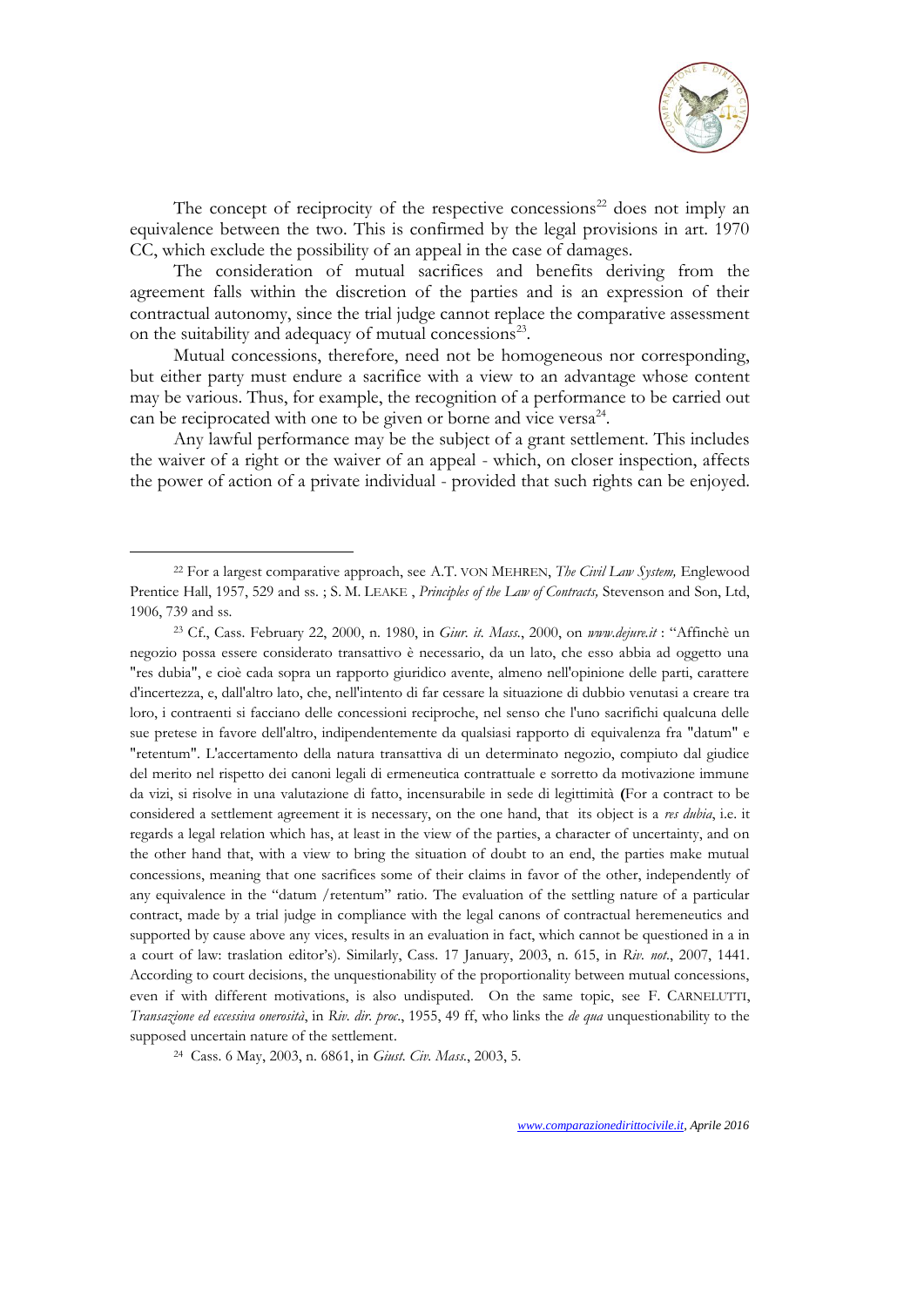The concept of reciprocity of the respective concessions[22] does not imply an equivalence between the two. This is confirmed by the legal provisions in art. 1970 CC, which exclude the possibility of an appeal in the case of damages.

The consideration of mutual sacrifices and benefits deriving from the agreement falls within the discretion of the parties and is an expression of their contractual autonomy, since the trial judge cannot replace the comparative assessment on the suitability and adequacy of mutual concessions[23].

Mutual concessions, therefore, need not be homogeneous nor corresponding, but either party must endure a sacrifice with a view to an advantage whose content may be various. Thus, for example, the recognition of a performance to be carried out can be reciprocated with one to be given or borne and vice versa[24].

Any lawful performance may be the subject of a grant settlement. This includes the waiver of a right or the waiver of an appeal - which, on closer inspection, affects the power of action of a private individual - provided that such rights can be enjoyed.

---

[22] For a largest comparative approach, see A.T. VON MEHREN, *The Civil Law System,* Englewood Prentice Hall, 1957, 529 and ss. ; S. M. LEAKE , *Principles of the Law of Contracts,* Stevenson and Son, Ltd, 1906, 739 and ss.

[23] Cf., Cass. February 22, 2000, n. 1980, in *Giur. it. Mass.*, 2000, on *www.dejure.it* : "Affinchè un negozio possa essere considerato transattivo è necessario, da un lato, che esso abbia ad oggetto una "res dubia", e cioè cada sopra un rapporto giuridico avente, almeno nell'opinione delle parti, carattere d'incertezza, e, dall'altro lato, che, nell'intento di far cessare la situazione di dubbio venutasi a creare tra loro, i contraenti si facciano delle concessioni reciproche, nel senso che l'uno sacrifichi qualcuna delle sue pretese in favore dell'altro, indipendentemente da qualsiasi rapporto di equivalenza fra "datum" e "retentum". L'accertamento della natura transattiva di un determinato negozio, compiuto dal giudice del merito nel rispetto dei canoni legali di ermeneutica contrattuale e sorretto da motivazione immune da vizi, si risolve in una valutazione di fatto, incensurabile in sede di legittimità **(**For a contract to be considered a settlement agreement it is necessary, on the one hand, that its object is a *res dubia*, i.e. it regards a legal relation which has, at least in the view of the parties, a character of uncertainty, and on the other hand that, with a view to bring the situation of doubt to an end, the parties make mutual concessions, meaning that one sacrifices some of their claims in favor of the other, independently of any equivalence in the "datum /retentum" ratio. The evaluation of the settling nature of a particular contract, made by a trial judge in compliance with the legal canons of contractual heremeneutics and supported by cause above any vices, results in an evaluation in fact, which cannot be questioned in a in a court of law: traslation editor's). Similarly, Cass. 17 January, 2003, n. 615, in *Riv. not.*, 2007, 1441. According to court decisions, the unquestionability of the proportionality between mutual concessions, even if with different motivations, is also undisputed. On the same topic, see F. CARNELUTTI, *Transazione ed eccessiva onerosità*, in *Riv. dir. proc.*, 1955, 49 ff, who links the *de qua* unquestionability to the supposed uncertain nature of the settlement.

[24] Cass. 6 May, 2003, n. 6861, in *Giust. Civ. Mass.*, 2003, 5.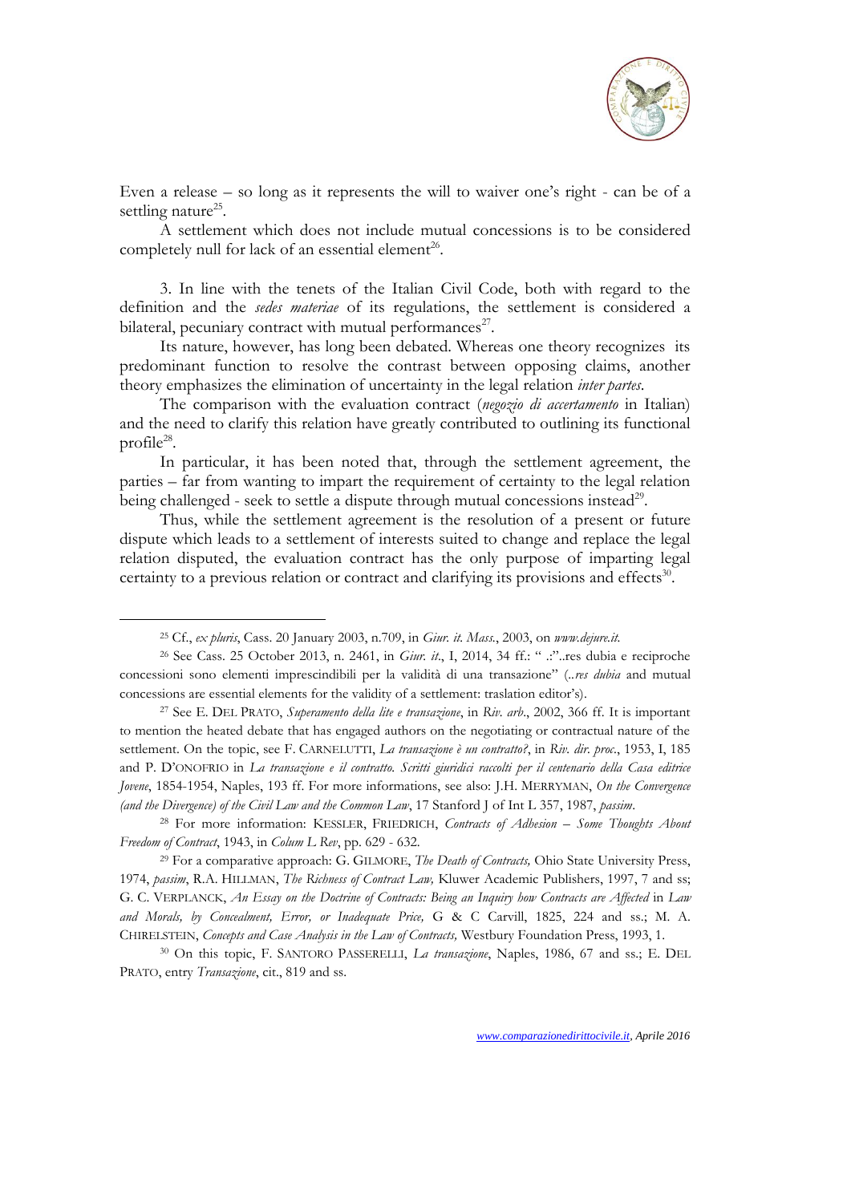Even a release – so long as it represents the will to waiver one's right - can be of a settling nature[25].

A settlement which does not include mutual concessions is to be considered completely null for lack of an essential element[26].

3. In line with the tenets of the Italian Civil Code, both with regard to the definition and the *sedes materiae* of its regulations, the settlement is considered a bilateral, pecuniary contract with mutual performances[27].

Its nature, however, has long been debated. Whereas one theory recognizes its predominant function to resolve the contrast between opposing claims, another theory emphasizes the elimination of uncertainty in the legal relation *inter partes*.

The comparison with the evaluation contract (*negozio di accertamento* in Italian) and the need to clarify this relation have greatly contributed to outlining its functional profile[28].

In particular, it has been noted that, through the settlement agreement, the parties – far from wanting to impart the requirement of certainty to the legal relation being challenged - seek to settle a dispute through mutual concessions instead[29].

Thus, while the settlement agreement is the resolution of a present or future dispute which leads to a settlement of interests suited to change and replace the legal relation disputed, the evaluation contract has the only purpose of imparting legal certainty to a previous relation or contract and clarifying its provisions and effects[30].

---

[25] Cf., *ex pluris*, Cass. 20 January 2003, n.709, in *Giur. it. Mass.*, 2003, on *www.dejure.it.*

[26] See Cass. 25 October 2013, n. 2461, in *Giur. it.*, I, 2014, 34 ff.: " .:"..res dubia e reciproche concessioni sono elementi imprescindibili per la validità di una transazione" (..*res dubia* and mutual concessions are essential elements for the validity of a settlement: traslation editor's).

[27] See E. DEL PRATO, *Superamento della lite e transazione*, in *Riv. arb*., 2002, 366 ff. It is important to mention the heated debate that has engaged authors on the negotiating or contractual nature of the settlement. On the topic, see F. CARNELUTTI, *La transazione è un contratto?*, in *Riv. dir. proc.*, 1953, I, 185 and P. D'ONOFRIO in *La transazione e il contratto. Scritti giuridici raccolti per il centenario della Casa editrice Jovene*, 1854-1954, Naples, 193 ff. For more informations, see also: J.H. MERRYMAN, *On the Convergence (and the Divergence) of the Civil Law and the Common Law*, 17 Stanford J of Int L 357, 1987, *passim*.

[28] For more information: KESSLER, FRIEDRICH, *Contracts of Adhesion – Some Thoughts About Freedom of Contract*, 1943, in *Colum L Rev*, pp. 629 - 632.

[29] For a comparative approach: G. GILMORE, *The Death of Contracts,* Ohio State University Press, 1974, *passim*, R.A. HILLMAN, *The Richness of Contract Law,* Kluwer Academic Publishers, 1997, 7 and ss; G. C. VERPLANCK, *An Essay on the Doctrine of Contracts: Being an Inquiry how Contracts are Affected* in *Law and Morals, by Concealment, Error, or Inadequate Price,* G & C Carvill, 1825, 224 and ss.; M. A. CHIRELSTEIN, *Concepts and Case Analysis in the Law of Contracts,* Westbury Foundation Press, 1993, 1.

[30] On this topic, F. SANTORO PASSERELLI, *La transazione*, Naples, 1986, 67 and ss.; E. DEL PRATO, entry *Transazione*, cit., 819 and ss.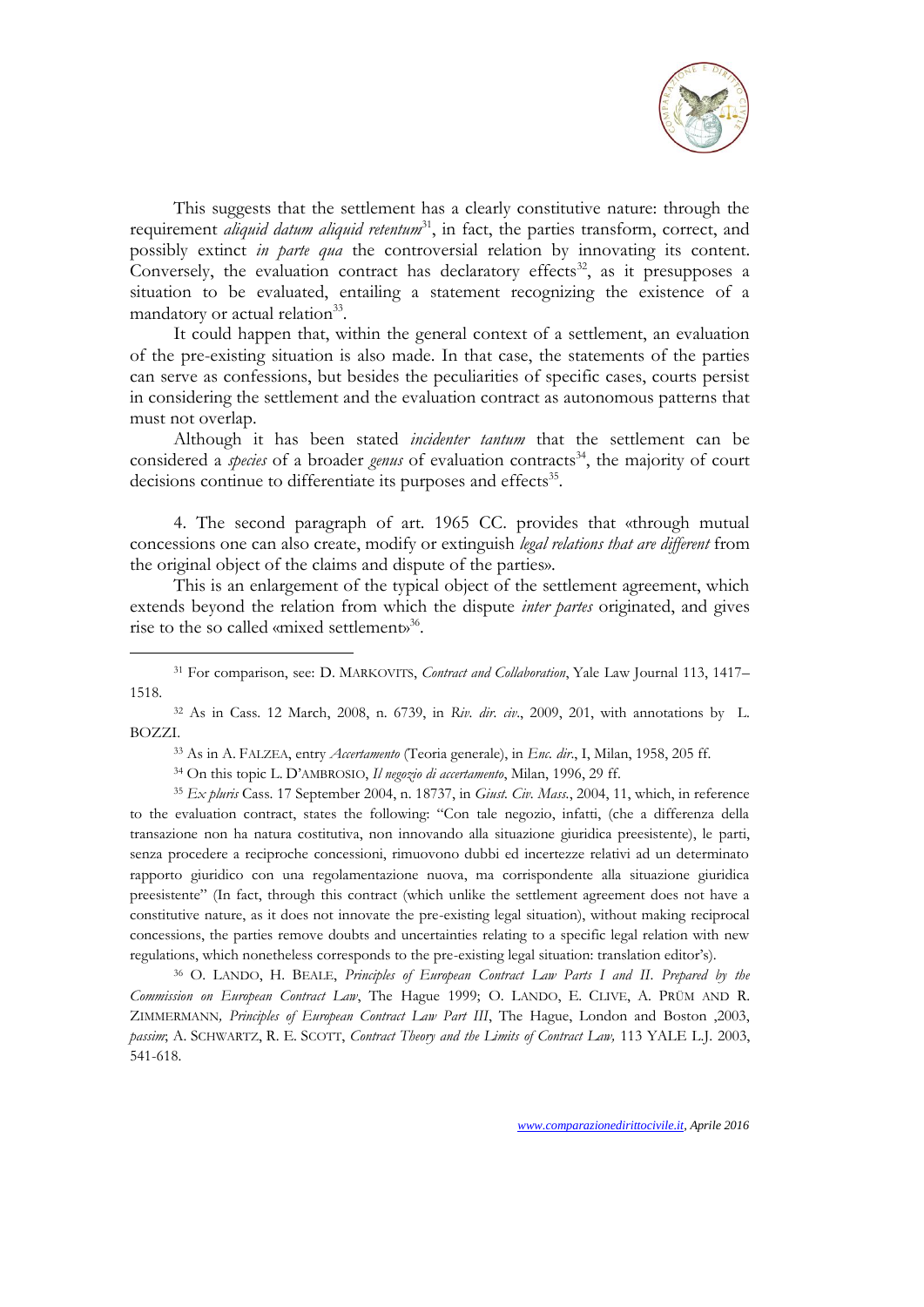This suggests that the settlement has a clearly constitutive nature: through the requirement *aliquid datum aliquid retentum*[31], in fact, the parties transform, correct, and possibly extinct *in parte qua* the controversial relation by innovating its content. Conversely, the evaluation contract has declaratory effects[32], as it presupposes a situation to be evaluated, entailing a statement recognizing the existence of a mandatory or actual relation[33].

It could happen that, within the general context of a settlement, an evaluation of the pre-existing situation is also made. In that case, the statements of the parties can serve as confessions, but besides the peculiarities of specific cases, courts persist in considering the settlement and the evaluation contract as autonomous patterns that must not overlap.

Although it has been stated *incidenter tantum* that the settlement can be considered a *species* of a broader *genus* of evaluation contracts[34], the majority of court decisions continue to differentiate its purposes and effects[35].

4. The second paragraph of art. 1965 CC. provides that «through mutual concessions one can also create, modify or extinguish *legal relations that are different* from the original object of the claims and dispute of the parties».

This is an enlargement of the typical object of the settlement agreement, which extends beyond the relation from which the dispute *inter partes* originated, and gives rise to the so called «mixed settlement»[36].

---

[31] For comparison, see: D. MARKOVITS, *Contract and Collaboration*, Yale Law Journal 113, 1417–1518.

[32] As in Cass. 12 March, 2008, n. 6739, in *Riv. dir. civ.*, 2009, 201, with annotations by L. BOZZI.

[33] As in A. FALZEA, entry *Accertamento* (Teoria generale), in *Enc. dir.*, I, Milan, 1958, 205 ff.

[34] On this topic L. D'AMBROSIO, *Il negozio di accertamento*, Milan, 1996, 29 ff.

[35] *Ex pluris* Cass. 17 September 2004, n. 18737, in *Giust. Civ. Mass.*, 2004, 11, which, in reference to the evaluation contract, states the following: "Con tale negozio, infatti, (che a differenza della transazione non ha natura costitutiva, non innovando alla situazione giuridica preesistente), le parti, senza procedere a reciproche concessioni, rimuovono dubbi ed incertezze relativi ad un determinato rapporto giuridico con una regolamentazione nuova, ma corrispondente alla situazione giuridica preesistente" (In fact, through this contract (which unlike the settlement agreement does not have a constitutive nature, as it does not innovate the pre-existing legal situation), without making reciprocal concessions, the parties remove doubts and uncertainties relating to a specific legal relation with new regulations, which nonetheless corresponds to the pre-existing legal situation: translation editor's).

[36] O. LANDO, H. BEALE, *Principles of European Contract Law Parts I and II. Prepared by the Commission on European Contract Law*, The Hague 1999; O. LANDO, E. CLIVE, A. PRÜM AND R. ZIMMERMANN*, Principles of European Contract Law Part III*, The Hague, London and Boston ,2003, *passim*; A. SCHWARTZ, R. E. SCOTT, *Contract Theory and the Limits of Contract Law,* 113 YALE L.J. 2003, 541-618.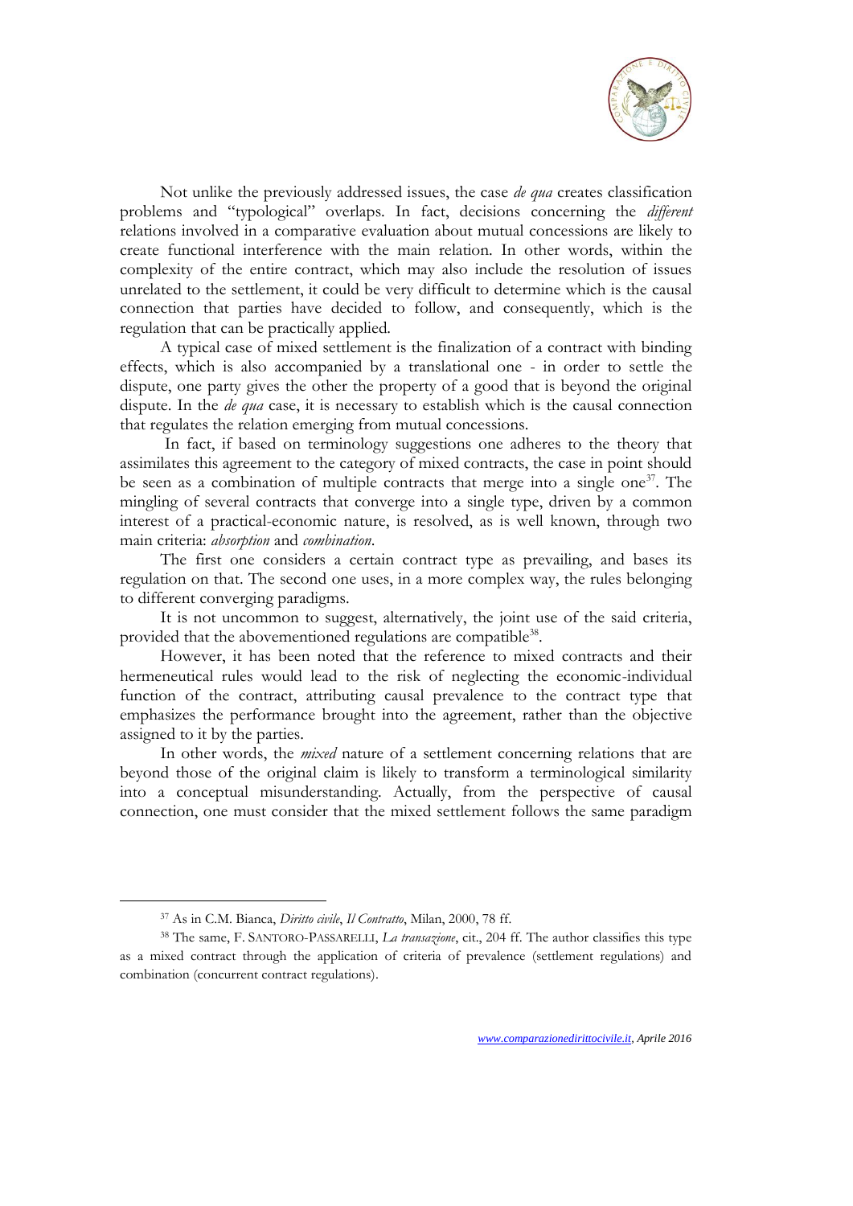Not unlike the previously addressed issues, the case *de qua* creates classification problems and "typological" overlaps. In fact, decisions concerning the *different* relations involved in a comparative evaluation about mutual concessions are likely to create functional interference with the main relation. In other words, within the complexity of the entire contract, which may also include the resolution of issues unrelated to the settlement, it could be very difficult to determine which is the causal connection that parties have decided to follow, and consequently, which is the regulation that can be practically applied.

A typical case of mixed settlement is the finalization of a contract with binding effects, which is also accompanied by a translational one - in order to settle the dispute, one party gives the other the property of a good that is beyond the original dispute. In the *de qua* case, it is necessary to establish which is the causal connection that regulates the relation emerging from mutual concessions.

In fact, if based on terminology suggestions one adheres to the theory that assimilates this agreement to the category of mixed contracts, the case in point should be seen as a combination of multiple contracts that merge into a single one[37]. The mingling of several contracts that converge into a single type, driven by a common interest of a practical-economic nature, is resolved, as is well known, through two main criteria: *absorption* and *combination*.

The first one considers a certain contract type as prevailing, and bases its regulation on that. The second one uses, in a more complex way, the rules belonging to different converging paradigms.

It is not uncommon to suggest, alternatively, the joint use of the said criteria, provided that the abovementioned regulations are compatible[38].

However, it has been noted that the reference to mixed contracts and their hermeneutical rules would lead to the risk of neglecting the economic-individual function of the contract, attributing causal prevalence to the contract type that emphasizes the performance brought into the agreement, rather than the objective assigned to it by the parties.

In other words, the *mixed* nature of a settlement concerning relations that are beyond those of the original claim is likely to transform a terminological similarity into a conceptual misunderstanding. Actually, from the perspective of causal connection, one must consider that the mixed settlement follows the same paradigm

---

[37] As in C.M. Bianca, *Diritto civile*, *Il Contratto*, Milan, 2000, 78 ff.

[38] The same, F. SANTORO-PASSARELLI, *La transazione*, cit., 204 ff. The author classifies this type as a mixed contract through the application of criteria of prevalence (settlement regulations) and combination (concurrent contract regulations).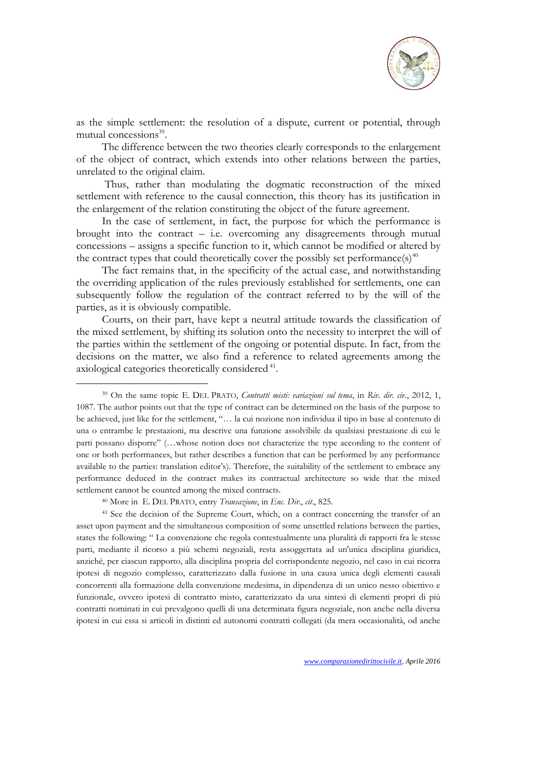as the simple settlement: the resolution of a dispute, current or potential, through mutual concessions[39].

The difference between the two theories clearly corresponds to the enlargement of the object of contract, which extends into other relations between the parties, unrelated to the original claim.

Thus, rather than modulating the dogmatic reconstruction of the mixed settlement with reference to the causal connection, this theory has its justification in the enlargement of the relation constituting the object of the future agreement.

In the case of settlement, in fact, the purpose for which the performance is brought into the contract – i.e. overcoming any disagreements through mutual concessions – assigns a specific function to it, which cannot be modified or altered by the contract types that could theoretically cover the possibly set performance(s)[40]

The fact remains that, in the specificity of the actual case, and notwithstanding the overriding application of the rules previously established for settlements, one can subsequently follow the regulation of the contract referred to by the will of the parties, as it is obviously compatible.

Courts, on their part, have kept a neutral attitude towards the classification of the mixed settlement, by shifting its solution onto the necessity to interpret the will of the parties within the settlement of the ongoing or potential dispute. In fact, from the decisions on the matter, we also find a reference to related agreements among the axiological categories theoretically considered[41].

---

[39] On the same topic E. DEL PRATO, *Contratti misti: variazioni sul tema*, in *Riv. dir. civ.*, 2012, 1, 1087. The author points out that the type of contract can be determined on the basis of the purpose to be achieved, just like for the settlement, "… la cui nozione non individua il tipo in base al contenuto di una o entrambe le prestazioni, ma descrive una funzione assolvibile da qualsiasi prestazione di cui le parti possano disporre" (…whose notion does not characterize the type according to the content of one or both performances, but rather describes a function that can be performed by any performance available to the parties: translation editor's). Therefore, the suitability of the settlement to embrace any performance deduced in the contract makes its contractual architecture so wide that the mixed settlement cannot be counted among the mixed contracts.

[40] More in E. DEL PRATO, entry *Transazione*, in *Enc. Dir.*, *cit.*, 825.

[41] See the decision of the Supreme Court, which, on a contract concerning the transfer of an asset upon payment and the simultaneous composition of some unsettled relations between the parties, states the following: " La convenzione che regola contestualmente una pluralità di rapporti fra le stesse parti, mediante il ricorso a più schemi negoziali, resta assoggettata ad un'unica disciplina giuridica, anziché, per ciascun rapporto, alla disciplina propria del corrispondente negozio, nel caso in cui ricorra ipotesi di negozio complesso, caratterizzato dalla fusione in una causa unica degli elementi causali concorrenti alla formazione della convenzione medesima, in dipendenza di un unico nesso obiettivo e funzionale, ovvero ipotesi di contratto misto, caratterizzato da una sintesi di elementi propri di più contratti nominati in cui prevalgono quelli di una determinata figura negoziale, non anche nella diversa ipotesi in cui essa si articoli in distinti ed autonomi contratti collegati (da mera occasionalità, od anche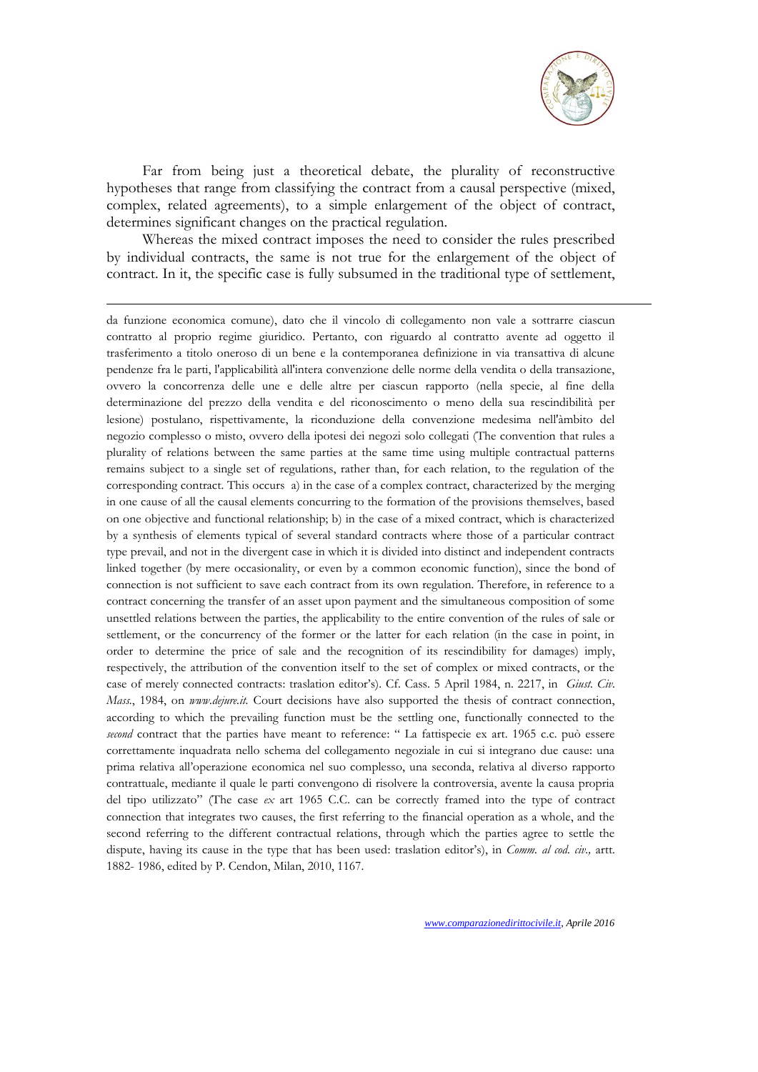Far from being just a theoretical debate, the plurality of reconstructive hypotheses that range from classifying the contract from a causal perspective (mixed, complex, related agreements), to a simple enlargement of the object of contract, determines significant changes on the practical regulation.

Whereas the mixed contract imposes the need to consider the rules prescribed by individual contracts, the same is not true for the enlargement of the object of contract. In it, the specific case is fully subsumed in the traditional type of settlement,

---

da funzione economica comune), dato che il vincolo di collegamento non vale a sottrarre ciascun contratto al proprio regime giuridico. Pertanto, con riguardo al contratto avente ad oggetto il trasferimento a titolo oneroso di un bene e la contemporanea definizione in via transattiva di alcune pendenze fra le parti, l'applicabilità all'intera convenzione delle norme della vendita o della transazione, ovvero la concorrenza delle une e delle altre per ciascun rapporto (nella specie, al fine della determinazione del prezzo della vendita e del riconoscimento o meno della sua rescindibilità per lesione) postulano, rispettivamente, la riconduzione della convenzione medesima nell'àmbito del negozio complesso o misto, ovvero della ipotesi dei negozi solo collegati (The convention that rules a plurality of relations between the same parties at the same time using multiple contractual patterns remains subject to a single set of regulations, rather than, for each relation, to the regulation of the corresponding contract. This occurs a) in the case of a complex contract, characterized by the merging in one cause of all the causal elements concurring to the formation of the provisions themselves, based on one objective and functional relationship; b) in the case of a mixed contract, which is characterized by a synthesis of elements typical of several standard contracts where those of a particular contract type prevail, and not in the divergent case in which it is divided into distinct and independent contracts linked together (by mere occasionality, or even by a common economic function), since the bond of connection is not sufficient to save each contract from its own regulation. Therefore, in reference to a contract concerning the transfer of an asset upon payment and the simultaneous composition of some unsettled relations between the parties, the applicability to the entire convention of the rules of sale or settlement, or the concurrency of the former or the latter for each relation (in the case in point, in order to determine the price of sale and the recognition of its rescindibility for damages) imply, respectively, the attribution of the convention itself to the set of complex or mixed contracts, or the case of merely connected contracts: traslation editor's). Cf. Cass. 5 April 1984, n. 2217, in *Giust. Civ. Mass.*, 1984, on *www.dejure.it.* Court decisions have also supported the thesis of contract connection, according to which the prevailing function must be the settling one, functionally connected to the *second* contract that the parties have meant to reference: " La fattispecie ex art. 1965 c.c. può essere correttamente inquadrata nello schema del collegamento negoziale in cui si integrano due cause: una prima relativa all'operazione economica nel suo complesso, una seconda, relativa al diverso rapporto contrattuale, mediante il quale le parti convengono di risolvere la controversia, avente la causa propria del tipo utilizzato" (The case *ex* art 1965 C.C. can be correctly framed into the type of contract connection that integrates two causes, the first referring to the financial operation as a whole, and the second referring to the different contractual relations, through which the parties agree to settle the dispute, having its cause in the type that has been used: traslation editor's), in *Comm. al cod. civ.,* artt. 1882- 1986, edited by P. Cendon, Milan, 2010, 1167.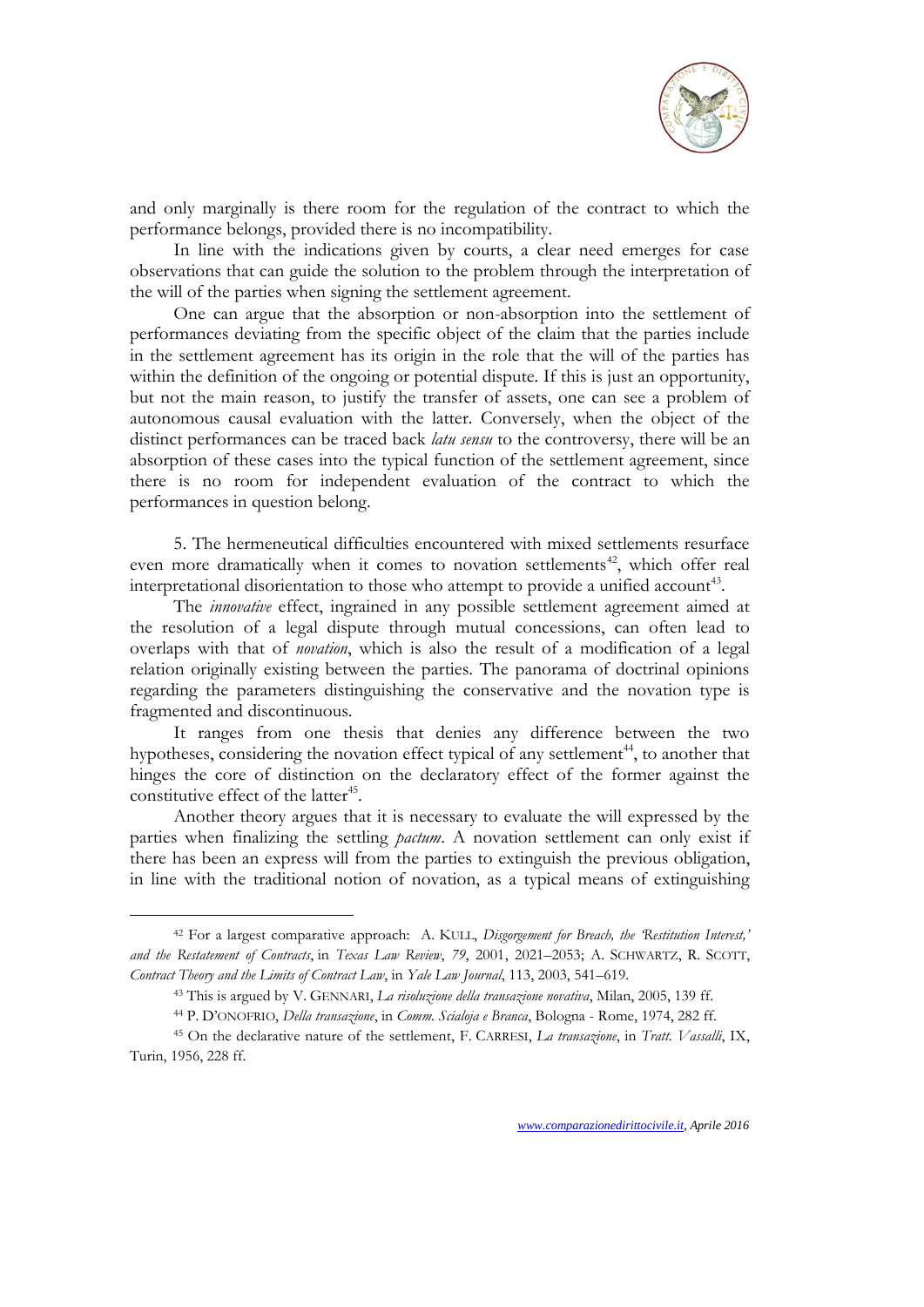and only marginally is there room for the regulation of the contract to which the performance belongs, provided there is no incompatibility.

In line with the indications given by courts, a clear need emerges for case observations that can guide the solution to the problem through the interpretation of the will of the parties when signing the settlement agreement.

One can argue that the absorption or non-absorption into the settlement of performances deviating from the specific object of the claim that the parties include in the settlement agreement has its origin in the role that the will of the parties has within the definition of the ongoing or potential dispute. If this is just an opportunity, but not the main reason, to justify the transfer of assets, one can see a problem of autonomous causal evaluation with the latter. Conversely, when the object of the distinct performances can be traced back *latu sensu* to the controversy, there will be an absorption of these cases into the typical function of the settlement agreement, since there is no room for independent evaluation of the contract to which the performances in question belong.

5. The hermeneutical difficulties encountered with mixed settlements resurface even more dramatically when it comes to novation settlements[42], which offer real interpretational disorientation to those who attempt to provide a unified account[43].

The *innovative* effect, ingrained in any possible settlement agreement aimed at the resolution of a legal dispute through mutual concessions, can often lead to overlaps with that of *novation*, which is also the result of a modification of a legal relation originally existing between the parties. The panorama of doctrinal opinions regarding the parameters distinguishing the conservative and the novation type is fragmented and discontinuous.

It ranges from one thesis that denies any difference between the two hypotheses, considering the novation effect typical of any settlement[44], to another that hinges the core of distinction on the declaratory effect of the former against the constitutive effect of the latter[45].

Another theory argues that it is necessary to evaluate the will expressed by the parties when finalizing the settling *pactum*. A novation settlement can only exist if there has been an express will from the parties to extinguish the previous obligation, in line with the traditional notion of novation, as a typical means of extinguishing

---

[42] For a largest comparative approach: A. KULL, *Disgorgement for Breach, the 'Restitution Interest,' and the Restatement of Contracts*, in *Texas Law Review*, *79*, 2001, 2021–2053; A. SCHWARTZ, R. SCOTT, *Contract Theory and the Limits of Contract Law*, in *Yale Law Journal*, 113, 2003, 541–619.

[43] This is argued by V. GENNARI, *La risoluzione della transazione novativa*, Milan, 2005, 139 ff.

[44] P. D'ONOFRIO, *Della transazione*, in *Comm. Scialoja e Branca*, Bologna - Rome, 1974, 282 ff.

[45] On the declarative nature of the settlement, F. CARRESI, *La transazione*, in *Tratt. Vassalli*, IX, Turin, 1956, 228 ff.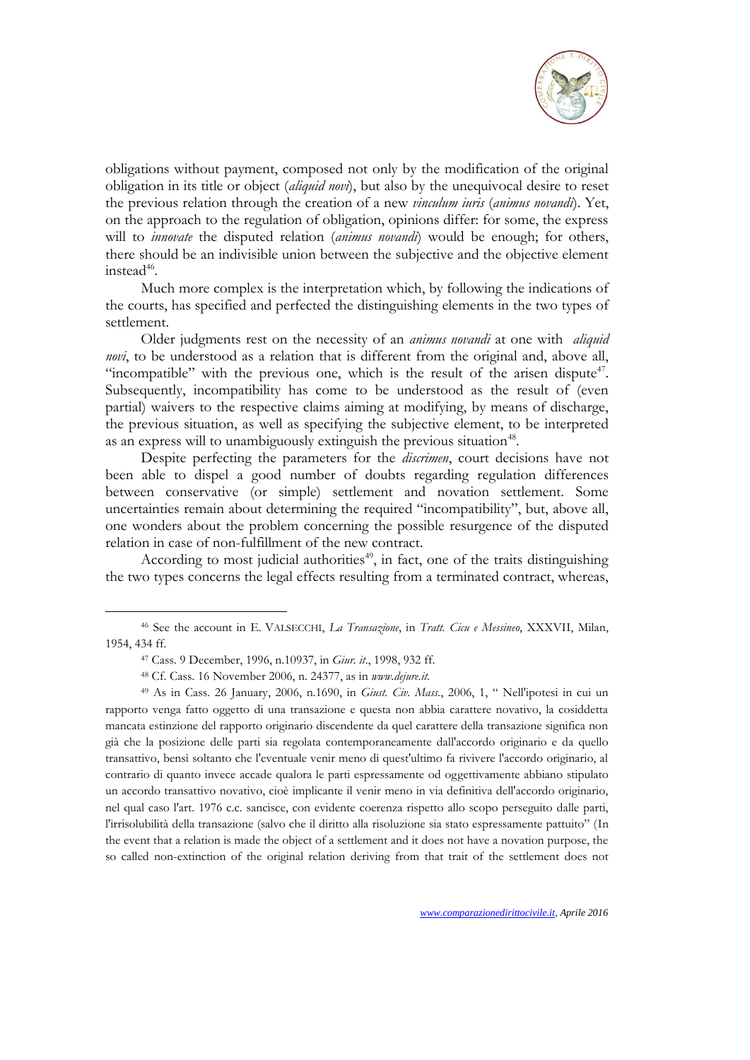obligations without payment, composed not only by the modification of the original obligation in its title or object (*aliquid novi*), but also by the unequivocal desire to reset the previous relation through the creation of a new *vinculum iuris* (*animus novandi*). Yet, on the approach to the regulation of obligation, opinions differ: for some, the express will to *innovate* the disputed relation (*animus novandi*) would be enough; for others, there should be an indivisible union between the subjective and the objective element instead[46].

Much more complex is the interpretation which, by following the indications of the courts, has specified and perfected the distinguishing elements in the two types of settlement.

Older judgments rest on the necessity of an *animus novandi* at one with *aliquid novi*, to be understood as a relation that is different from the original and, above all, "incompatible" with the previous one, which is the result of the arisen dispute[47]. Subsequently, incompatibility has come to be understood as the result of (even partial) waivers to the respective claims aiming at modifying, by means of discharge, the previous situation, as well as specifying the subjective element, to be interpreted as an express will to unambiguously extinguish the previous situation[48].

Despite perfecting the parameters for the *discrimen*, court decisions have not been able to dispel a good number of doubts regarding regulation differences between conservative (or simple) settlement and novation settlement. Some uncertainties remain about determining the required "incompatibility", but, above all, one wonders about the problem concerning the possible resurgence of the disputed relation in case of non-fulfillment of the new contract.

According to most judicial authorities[49], in fact, one of the traits distinguishing the two types concerns the legal effects resulting from a terminated contract, whereas,

---

[46] See the account in E. VALSECCHI, *La Transazione*, in *Tratt. Cicu e Messineo*, XXXVII, Milan, 1954, 434 ff.

[47] Cass. 9 December, 1996, n.10937, in *Giur. it*., 1998, 932 ff.

[48] Cf. Cass. 16 November 2006, n. 24377, as in *www.dejure.it.*

[49] As in Cass. 26 January, 2006, n.1690, in *Giust. Civ. Mass.*, 2006, 1, " Nell'ipotesi in cui un rapporto venga fatto oggetto di una transazione e questa non abbia carattere novativo, la cosiddetta mancata estinzione del rapporto originario discendente da quel carattere della transazione significa non già che la posizione delle parti sia regolata contemporaneamente dall'accordo originario e da quello transattivo, bensì soltanto che l'eventuale venir meno di quest'ultimo fa rivivere l'accordo originario, al contrario di quanto invece accade qualora le parti espressamente od oggettivamente abbiano stipulato un accordo transattivo novativo, cioè implicante il venir meno in via definitiva dell'accordo originario, nel qual caso l'art. 1976 c.c. sancisce, con evidente coerenza rispetto allo scopo perseguito dalle parti, l'irrisolubilità della transazione (salvo che il diritto alla risoluzione sia stato espressamente pattuito" (In the event that a relation is made the object of a settlement and it does not have a novation purpose, the so called non-extinction of the original relation deriving from that trait of the settlement does not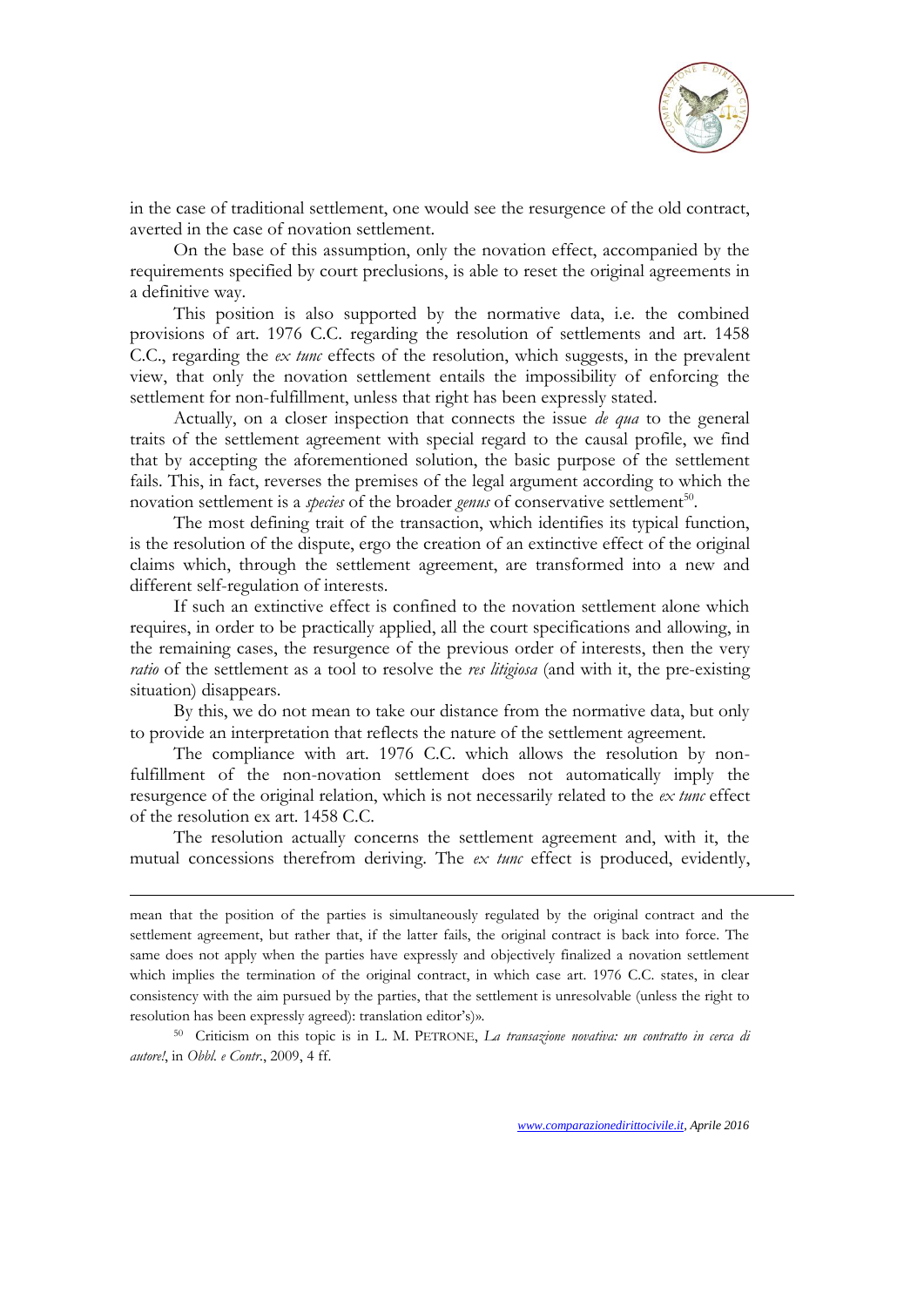in the case of traditional settlement, one would see the resurgence of the old contract, averted in the case of novation settlement.

On the base of this assumption, only the novation effect, accompanied by the requirements specified by court preclusions, is able to reset the original agreements in a definitive way.

This position is also supported by the normative data, i.e. the combined provisions of art. 1976 C.C. regarding the resolution of settlements and art. 1458 C.C., regarding the *ex tunc* effects of the resolution, which suggests, in the prevalent view, that only the novation settlement entails the impossibility of enforcing the settlement for non-fulfillment, unless that right has been expressly stated.

Actually, on a closer inspection that connects the issue *de qua* to the general traits of the settlement agreement with special regard to the causal profile, we find that by accepting the aforementioned solution, the basic purpose of the settlement fails. This, in fact, reverses the premises of the legal argument according to which the novation settlement is a *species* of the broader *genus* of conservative settlement[50].

The most defining trait of the transaction, which identifies its typical function, is the resolution of the dispute, ergo the creation of an extinctive effect of the original claims which, through the settlement agreement, are transformed into a new and different self-regulation of interests.

If such an extinctive effect is confined to the novation settlement alone which requires, in order to be practically applied, all the court specifications and allowing, in the remaining cases, the resurgence of the previous order of interests, then the very *ratio* of the settlement as a tool to resolve the *res litigiosa* (and with it, the pre-existing situation) disappears.

By this, we do not mean to take our distance from the normative data, but only to provide an interpretation that reflects the nature of the settlement agreement.

The compliance with art. 1976 C.C. which allows the resolution by non-fulfillment of the non-novation settlement does not automatically imply the resurgence of the original relation, which is not necessarily related to the *ex tunc* effect of the resolution ex art. 1458 C.C.

The resolution actually concerns the settlement agreement and, with it, the mutual concessions therefrom deriving. The *ex tunc* effect is produced, evidently,

---

mean that the position of the parties is simultaneously regulated by the original contract and the settlement agreement, but rather that, if the latter fails, the original contract is back into force. The same does not apply when the parties have expressly and objectively finalized a novation settlement which implies the termination of the original contract, in which case art. 1976 C.C. states, in clear consistency with the aim pursued by the parties, that the settlement is unresolvable (unless the right to resolution has been expressly agreed): translation editor's)».

[50] Criticism on this topic is in L. M. PETRONE, *La transazione novativa: un contratto in cerca di autore!*, in *Obbl. e Contr.*, 2009, 4 ff.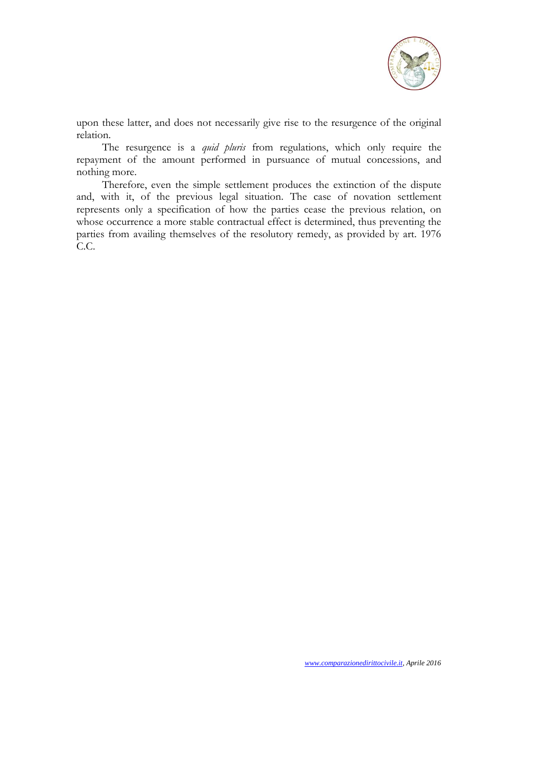upon these latter, and does not necessarily give rise to the resurgence of the original relation.

The resurgence is a *quid pluris* from regulations, which only require the repayment of the amount performed in pursuance of mutual concessions, and nothing more.

Therefore, even the simple settlement produces the extinction of the dispute and, with it, of the previous legal situation. The case of novation settlement represents only a specification of how the parties cease the previous relation, on whose occurrence a more stable contractual effect is determined, thus preventing the parties from availing themselves of the resolutory remedy, as provided by art. 1976 C.C.